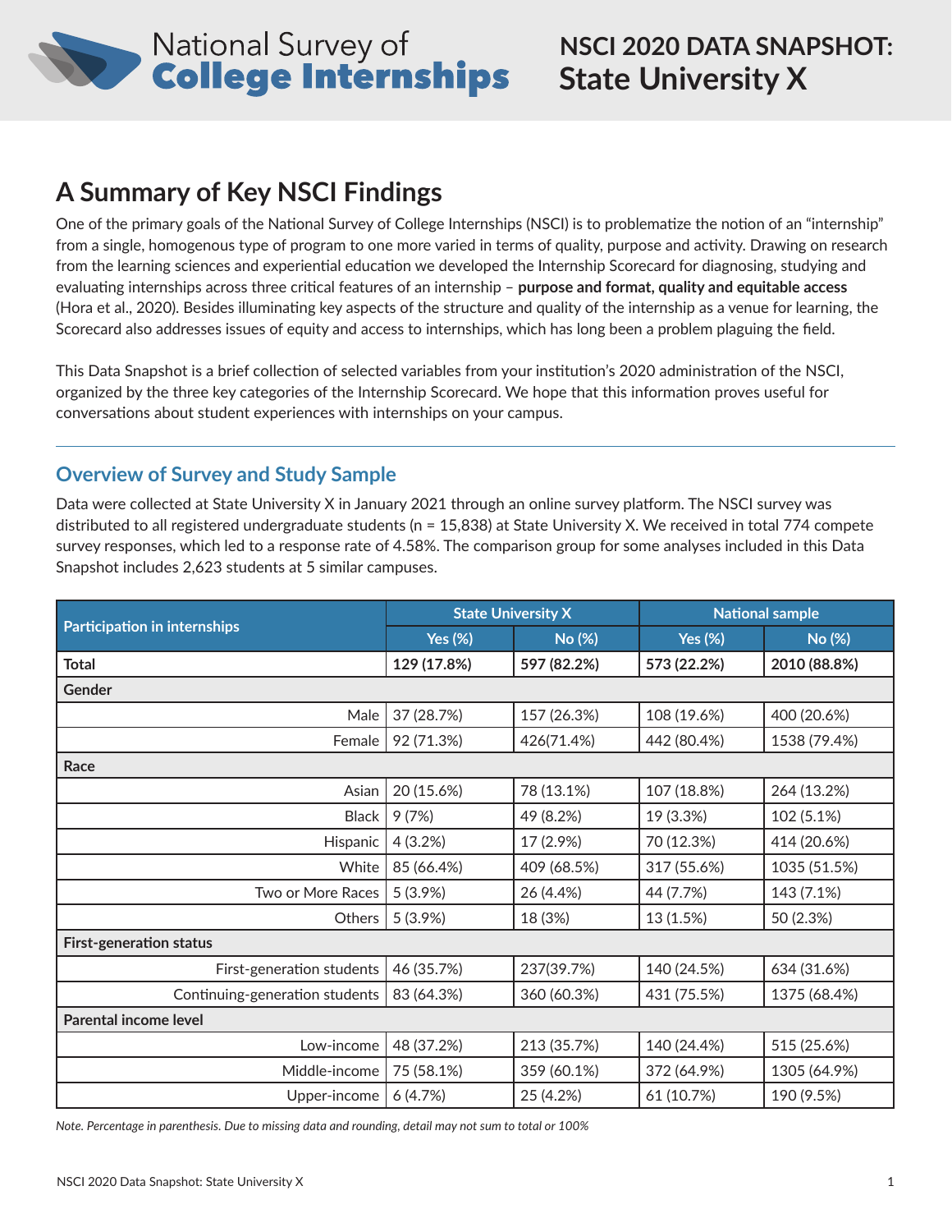# National Survey of College Internships

# NSCI 2020 DATA SNAPSHOT: State University X

## A Summary of Key NSCI Findings

One of the primary goals of the National Survey of College Internships (NSCI) is to problematize the notion of an "internship" from a single, homogenous type of program to one more varied in terms of quality, purpose and activity. Drawing on research from the learning sciences and experiential education we developed the Internship Scorecard for diagnosing, studying and evaluating internships across three critical features of an internship – **purpose and format, quality and equitable access** (Hora et al., 2020). Besides illuminating key aspects of the structure and quality of the internship as a venue for learning, the Scorecard also addresses issues of equity and access to internships, which has long been a problem plaguing the field.

This Data Snapshot is a brief collection of selected variables from your institution's 2020 administration of the NSCI, organized by the three key categories of the Internship Scorecard. We hope that this information proves useful for conversations about student experiences with internships on your campus.

### Overview of Survey and Study Sample

Data were collected at State University X in January 2021 through an online survey platform. The NSCI survey was distributed to all registered undergraduate students (n = 15,838) at State University X. We received in total 774 compete survey responses, which led to a response rate of 4.58%. The comparison group for some analyses included in this Data Snapshot includes 2,623 students at 5 similar campuses.

| Participation in internships | State University X | | National sample | |
|---|---|---|---|---|
| | Yes (%) | No (%) | Yes (%) | No (%) |
| **Total** | **129 (17.8%)** | **597 (82.2%)** | **573 (22.2%)** | **2010 (88.8%)** |
| **Gender** | | | | |
| Male | 37 (28.7%) | 157 (26.3%) | 108 (19.6%) | 400 (20.6%) |
| Female | 92 (71.3%) | 426(71.4%) | 442 (80.4%) | 1538 (79.4%) |
| **Race** | | | | |
| Asian | 20 (15.6%) | 78 (13.1%) | 107 (18.8%) | 264 (13.2%) |
| Black | 9 (7%) | 49 (8.2%) | 19 (3.3%) | 102 (5.1%) |
| Hispanic | 4 (3.2%) | 17 (2.9%) | 70 (12.3%) | 414 (20.6%) |
| White | 85 (66.4%) | 409 (68.5%) | 317 (55.6%) | 1035 (51.5%) |
| Two or More Races | 5 (3.9%) | 26 (4.4%) | 44 (7.7%) | 143 (7.1%) |
| Others | 5 (3.9%) | 18 (3%) | 13 (1.5%) | 50 (2.3%) |
| **First-generation status** | | | | |
| First-generation students | 46 (35.7%) | 237(39.7%) | 140 (24.5%) | 634 (31.6%) |
| Continuing-generation students | 83 (64.3%) | 360 (60.3%) | 431 (75.5%) | 1375 (68.4%) |
| **Parental income level** | | | | |
| Low-income | 48 (37.2%) | 213 (35.7%) | 140 (24.4%) | 515 (25.6%) |
| Middle-income | 75 (58.1%) | 359 (60.1%) | 372 (64.9%) | 1305 (64.9%) |
| Upper-income | 6 (4.7%) | 25 (4.2%) | 61 (10.7%) | 190 (9.5%) |

*Note. Percentage in parenthesis. Due to missing data and rounding, detail may not sum to total or 100%*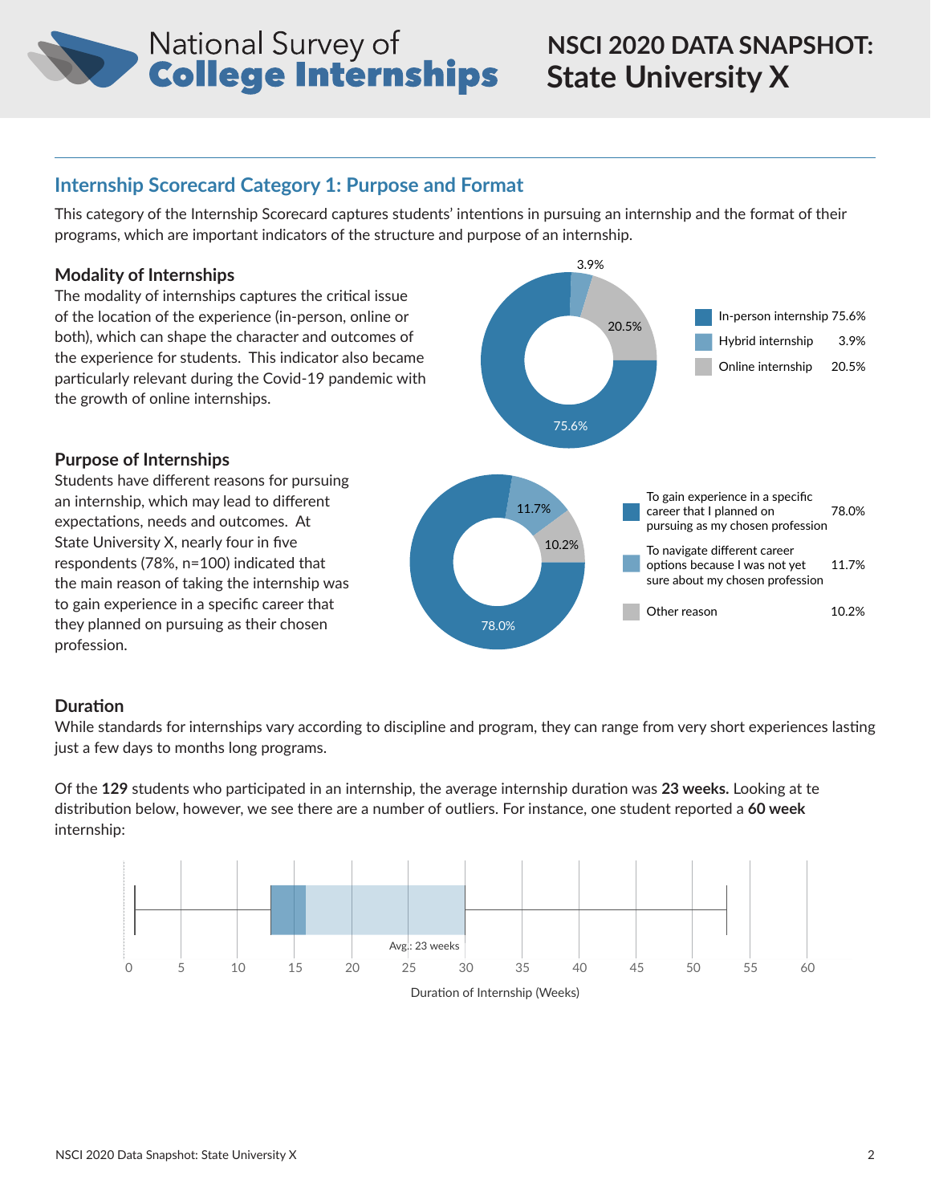# National Survey of College Internships

## NSCI 2020 DATA SNAPSHOT: State University X

## Internship Scorecard Category 1: Purpose and Format

This category of the Internship Scorecard captures students' intentions in pursuing an internship and the format of their programs, which are important indicators of the structure and purpose of an internship.

### Modality of Internships

The modality of internships captures the critical issue of the location of the experience (in-person, online or both), which can shape the character and outcomes of the experience for students. This indicator also became particularly relevant during the Covid-19 pandemic with the growth of online internships.

| Modality | % |
| --- | --- |
| In-person internship | 75.6% |
| Hybrid internship | 3.9% |
| Online internship | 20.5% |

### Purpose of Internships

Students have different reasons for pursuing an internship, which may lead to different expectations, needs and outcomes. At State University X, nearly four in five respondents (78%, n=100) indicated that the main reason of taking the internship was to gain experience in a specific career that they planned on pursuing as their chosen profession.

| Purpose | % |
| --- | --- |
| To gain experience in a specific career that I planned on pursuing as my chosen profession | 78.0% |
| To navigate different career options because I was not yet sure about my chosen profession | 11.7% |
| Other reason | 10.2% |

### Duration

While standards for internships vary according to discipline and program, they can range from very short experiences lasting just a few days to months long programs.

Of the **129** students who participated in an internship, the average internship duration was **23 weeks.** Looking at te distribution below, however, we see there are a number of outliers. For instance, one student reported a **60 week** internship:

Avg.: 23 weeks

Duration of Internship (Weeks)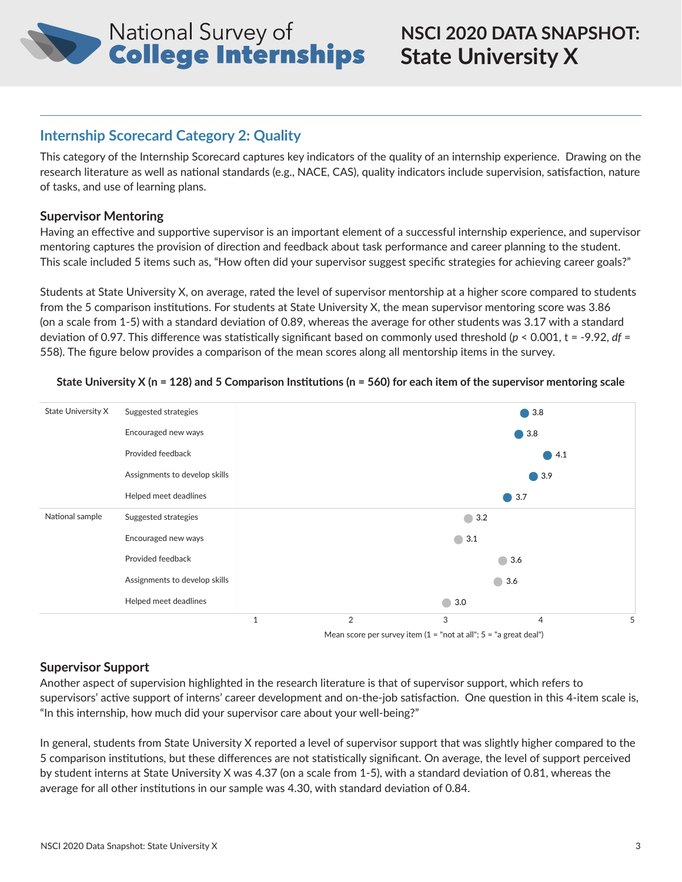## Internship Scorecard Category 2: Quality

This category of the Internship Scorecard captures key indicators of the quality of an internship experience. Drawing on the research literature as well as national standards (e.g., NACE, CAS), quality indicators include supervision, satisfaction, nature of tasks, and use of learning plans.

### Supervisor Mentoring

Having an effective and supportive supervisor is an important element of a successful internship experience, and supervisor mentoring captures the provision of direction and feedback about task performance and career planning to the student. This scale included 5 items such as, "How often did your supervisor suggest specific strategies for achieving career goals?"

Students at State University X, on average, rated the level of supervisor mentorship at a higher score compared to students from the 5 comparison institutions. For students at State University X, the mean supervisor mentoring score was 3.86 (on a scale from 1-5) with a standard deviation of 0.89, whereas the average for other students was 3.17 with a standard deviation of 0.97. This difference was statistically significant based on commonly used threshold ($p < 0.001$, $t = -9.92$, $df = 558$). The figure below provides a comparison of the mean scores along all mentorship items in the survey.

**State University X (n = 128) and 5 Comparison Institutions (n = 560) for each item of the supervisor mentoring scale**

| Group | Item | Mean score |
|---|---|---|
| State University X | Suggested strategies | 3.8 |
| | Encouraged new ways | 3.8 |
| | Provided feedback | 4.1 |
| | Assignments to develop skills | 3.9 |
| | Helped meet deadlines | 3.7 |
| National sample | Suggested strategies | 3.2 |
| | Encouraged new ways | 3.1 |
| | Provided feedback | 3.6 |
| | Assignments to develop skills | 3.6 |
| | Helped meet deadlines | 3.0 |

Mean score per survey item (1 = "not at all"; 5 = "a great deal")

### Supervisor Support

Another aspect of supervision highlighted in the research literature is that of supervisor support, which refers to supervisors' active support of interns' career development and on-the-job satisfaction. One question in this 4-item scale is, "In this internship, how much did your supervisor care about your well-being?"

In general, students from State University X reported a level of supervisor support that was slightly higher compared to the 5 comparison institutions, but these differences are not statistically significant. On average, the level of support perceived by student interns at State University X was 4.37 (on a scale from 1-5), with a standard deviation of 0.81, whereas the average for all other institutions in our sample was 4.30, with standard deviation of 0.84.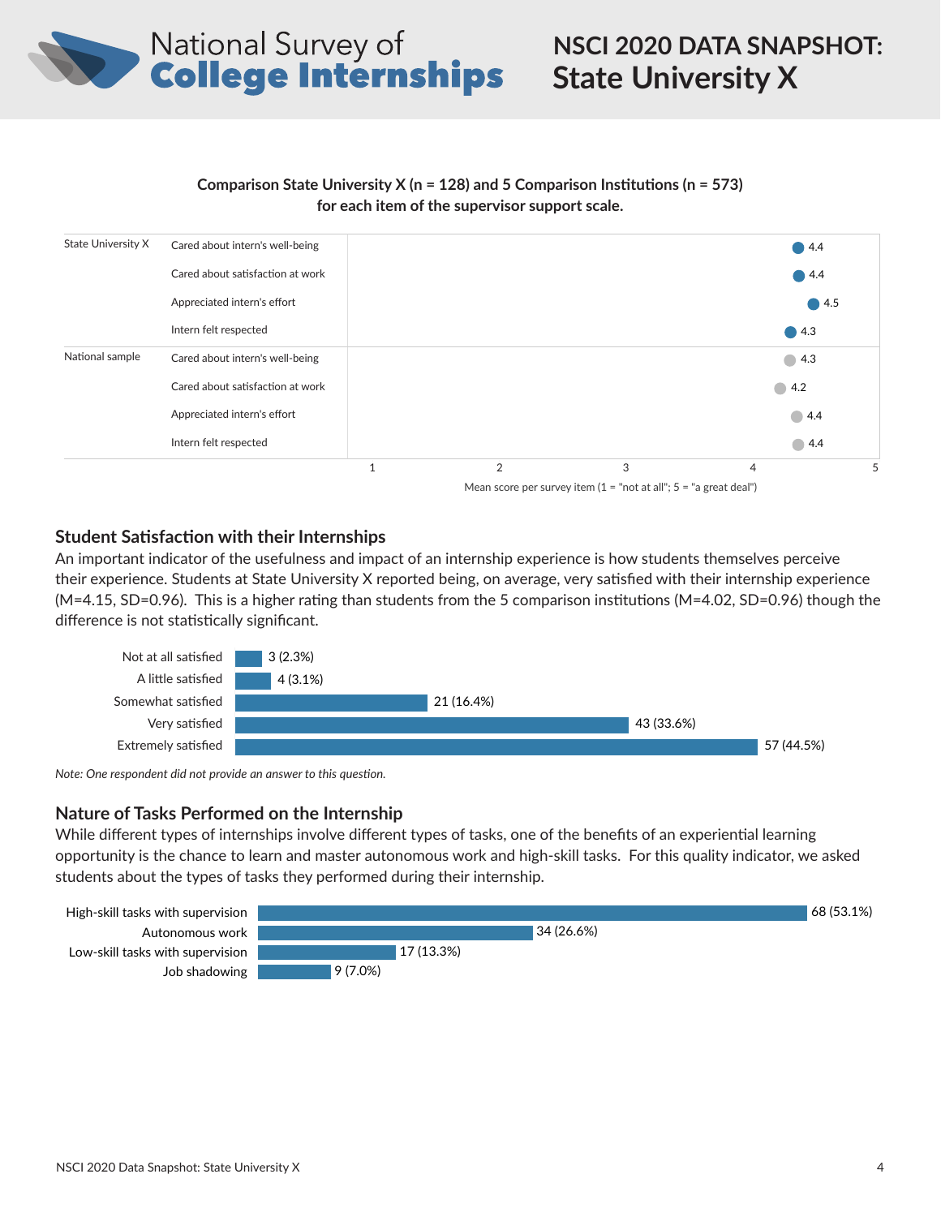# NSCI 2020 DATA SNAPSHOT: State University X

**Comparison State University X (n = 128) and 5 Comparison Institutions (n = 573) for each item of the supervisor support scale.**

| Group | Item | Mean score |
|---|---|---|
| State University X | Cared about intern's well-being | 4.4 |
| | Cared about satisfaction at work | 4.4 |
| | Appreciated intern's effort | 4.5 |
| | Intern felt respected | 4.3 |
| National sample | Cared about intern's well-being | 4.3 |
| | Cared about satisfaction at work | 4.2 |
| | Appreciated intern's effort | 4.4 |
| | Intern felt respected | 4.4 |

Mean score per survey item (1 = "not at all"; 5 = "a great deal")

## Student Satisfaction with their Internships

An important indicator of the usefulness and impact of an internship experience is how students themselves perceive their experience. Students at State University X reported being, on average, very satisfied with their internship experience (M=4.15, SD=0.96). This is a higher rating than students from the 5 comparison institutions (M=4.02, SD=0.96) though the difference is not statistically significant.

| Response | Count (%) |
|---|---|
| Not at all satisfied | 3 (2.3%) |
| A little satisfied | 4 (3.1%) |
| Somewhat satisfied | 21 (16.4%) |
| Very satisfied | 43 (33.6%) |
| Extremely satisfied | 57 (44.5%) |

*Note: One respondent did not provide an answer to this question.*

## Nature of Tasks Performed on the Internship

While different types of internships involve different types of tasks, one of the benefits of an experiential learning opportunity is the chance to learn and master autonomous work and high-skill tasks. For this quality indicator, we asked students about the types of tasks they performed during their internship.

| Task type | Count (%) |
|---|---|
| High-skill tasks with supervision | 68 (53.1%) |
| Autonomous work | 34 (26.6%) |
| Low-skill tasks with supervision | 17 (13.3%) |
| Job shadowing | 9 (7.0%) |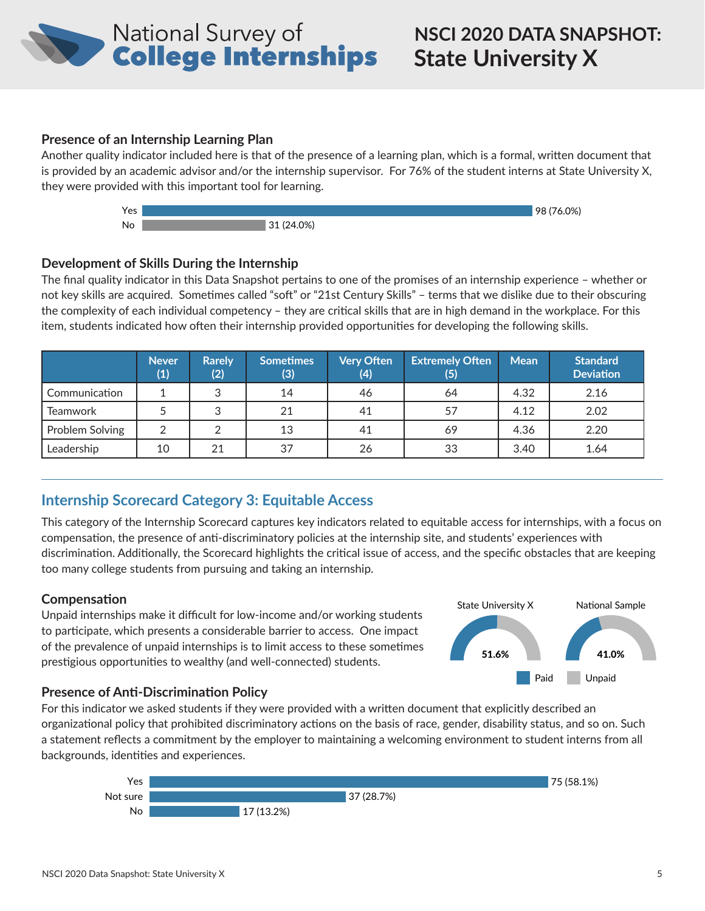#### Presence of an Internship Learning Plan

Another quality indicator included here is that of the presence of a learning plan, which is a formal, written document that is provided by an academic advisor and/or the internship supervisor. For 76% of the student interns at State University X, they were provided with this important tool for learning.

| | |
|---|---|
| Yes | 98 (76.0%) |
| No | 31 (24.0%) |

#### Development of Skills During the Internship

The final quality indicator in this Data Snapshot pertains to one of the promises of an internship experience – whether or not key skills are acquired. Sometimes called "soft" or "21st Century Skills" – terms that we dislike due to their obscuring the complexity of each individual competency – they are critical skills that are in high demand in the workplace. For this item, students indicated how often their internship provided opportunities for developing the following skills.

| | Never (1) | Rarely (2) | Sometimes (3) | Very Often (4) | Extremely Often (5) | Mean | Standard Deviation |
|---|---|---|---|---|---|---|---|
| Communication | 1 | 3 | 14 | 46 | 64 | 4.32 | 2.16 |
| Teamwork | 5 | 3 | 21 | 41 | 57 | 4.12 | 2.02 |
| Problem Solving | 2 | 2 | 13 | 41 | 69 | 4.36 | 2.20 |
| Leadership | 10 | 21 | 37 | 26 | 33 | 3.40 | 1.64 |

## Internship Scorecard Category 3: Equitable Access

This category of the Internship Scorecard captures key indicators related to equitable access for internships, with a focus on compensation, the presence of anti-discriminatory policies at the internship site, and students' experiences with discrimination. Additionally, the Scorecard highlights the critical issue of access, and the specific obstacles that are keeping too many college students from pursuing and taking an internship.

#### Compensation

Unpaid internships make it difficult for low-income and/or working students to participate, which presents a considerable barrier to access. One impact of the prevalence of unpaid internships is to limit access to these sometimes prestigious opportunities to wealthy (and well-connected) students.

| | Paid |
|---|---|
| State University X | 51.6% |
| National Sample | 41.0% |

#### Presence of Anti-Discrimination Policy

For this indicator we asked students if they were provided with a written document that explicitly described an organizational policy that prohibited discriminatory actions on the basis of race, gender, disability status, and so on. Such a statement reflects a commitment by the employer to maintaining a welcoming environment to student interns from all backgrounds, identities and experiences.

| | |
|---|---|
| Yes | 75 (58.1%) |
| Not sure | 37 (28.7%) |
| No | 17 (13.2%) |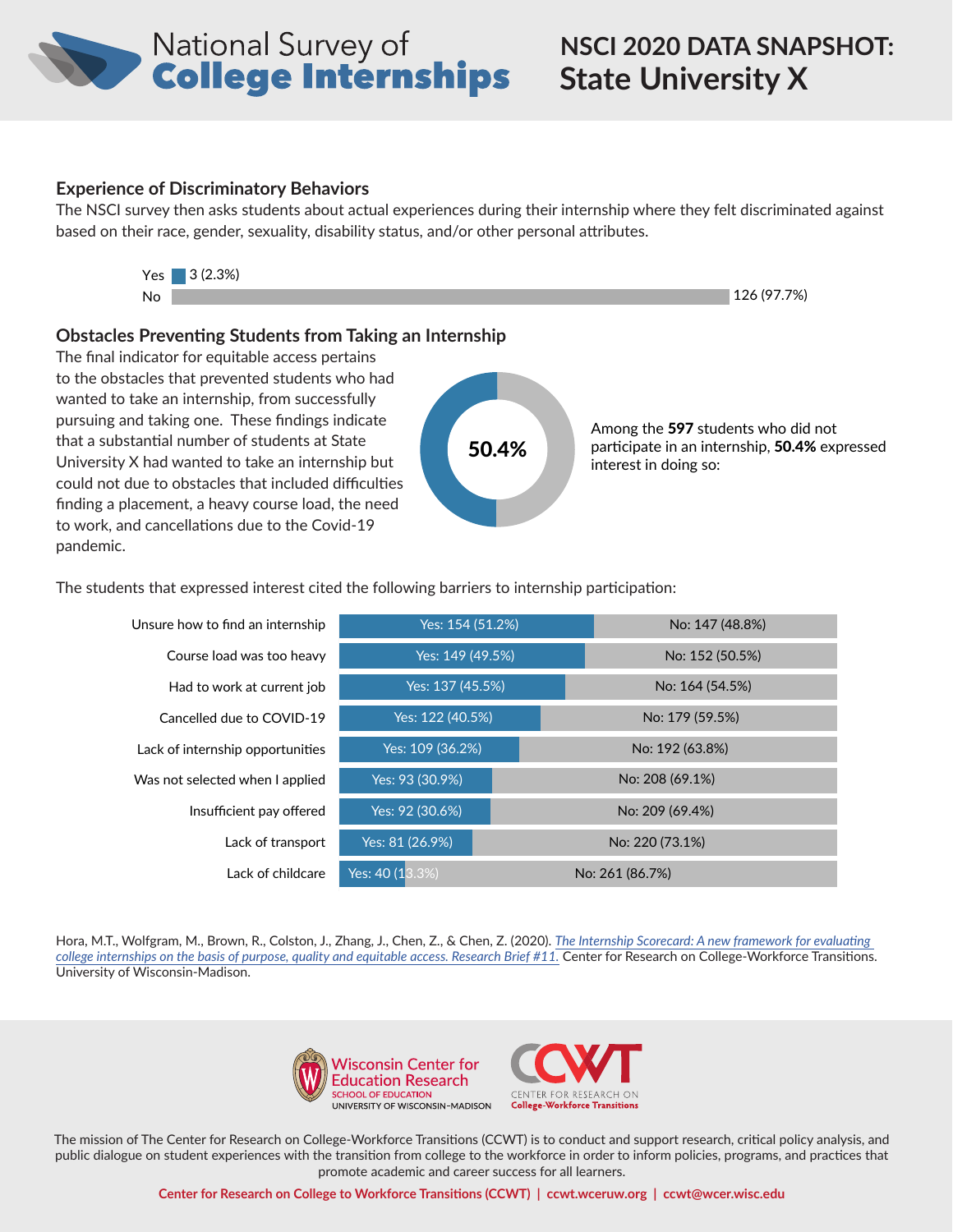# NSCI 2020 DATA SNAPSHOT: State University X

## Experience of Discriminatory Behaviors

The NSCI survey then asks students about actual experiences during their internship where they felt discriminated against based on their race, gender, sexuality, disability status, and/or other personal attributes.

Yes 3 (2.3%)
No 126 (97.7%)

## Obstacles Preventing Students from Taking an Internship

The final indicator for equitable access pertains to the obstacles that prevented students who had wanted to take an internship, from successfully pursuing and taking one. These findings indicate that a substantial number of students at State University X had wanted to take an internship but could not due to obstacles that included difficulties finding a placement, a heavy course load, the need to work, and cancellations due to the Covid-19 pandemic.

50.4%

Among the **597** students who did not participate in an internship, **50.4%** expressed interest in doing so:

The students that expressed interest cited the following barriers to internship participation:

Unsure how to find an internship — Yes: 154 (51.2%) — No: 147 (48.8%)
Course load was too heavy — Yes: 149 (49.5%) — No: 152 (50.5%)
Had to work at current job — Yes: 137 (45.5%) — No: 164 (54.5%)
Cancelled due to COVID-19 — Yes: 122 (40.5%) — No: 179 (59.5%)
Lack of internship opportunities — Yes: 109 (36.2%) — No: 192 (63.8%)
Was not selected when I applied — Yes: 93 (30.9%) — No: 208 (69.1%)
Insufficient pay offered — Yes: 92 (30.6%) — No: 209 (69.4%)
Lack of transport — Yes: 81 (26.9%) — No: 220 (73.1%)
Lack of childcare — Yes: 40 (13.3%) — No: 261 (86.7%)

Hora, M.T., Wolfgram, M., Brown, R., Colston, J., Zhang, J., Chen, Z., & Chen, Z. (2020). *The Internship Scorecard: A new framework for evaluating college internships on the basis of purpose, quality and equitable access. Research Brief #11.* Center for Research on College-Workforce Transitions. University of Wisconsin-Madison.

Wisconsin Center for Education Research
SCHOOL OF EDUCATION
UNIVERSITY OF WISCONSIN–MADISON

CCWT
CENTER FOR RESEARCH ON College-Workforce Transitions

The mission of The Center for Research on College-Workforce Transitions (CCWT) is to conduct and support research, critical policy analysis, and public dialogue on student experiences with the transition from college to the workforce in order to inform policies, programs, and practices that promote academic and career success for all learners.

**Center for Research on College to Workforce Transitions (CCWT) | ccwt.wceruw.org | ccwt@wcer.wisc.edu**